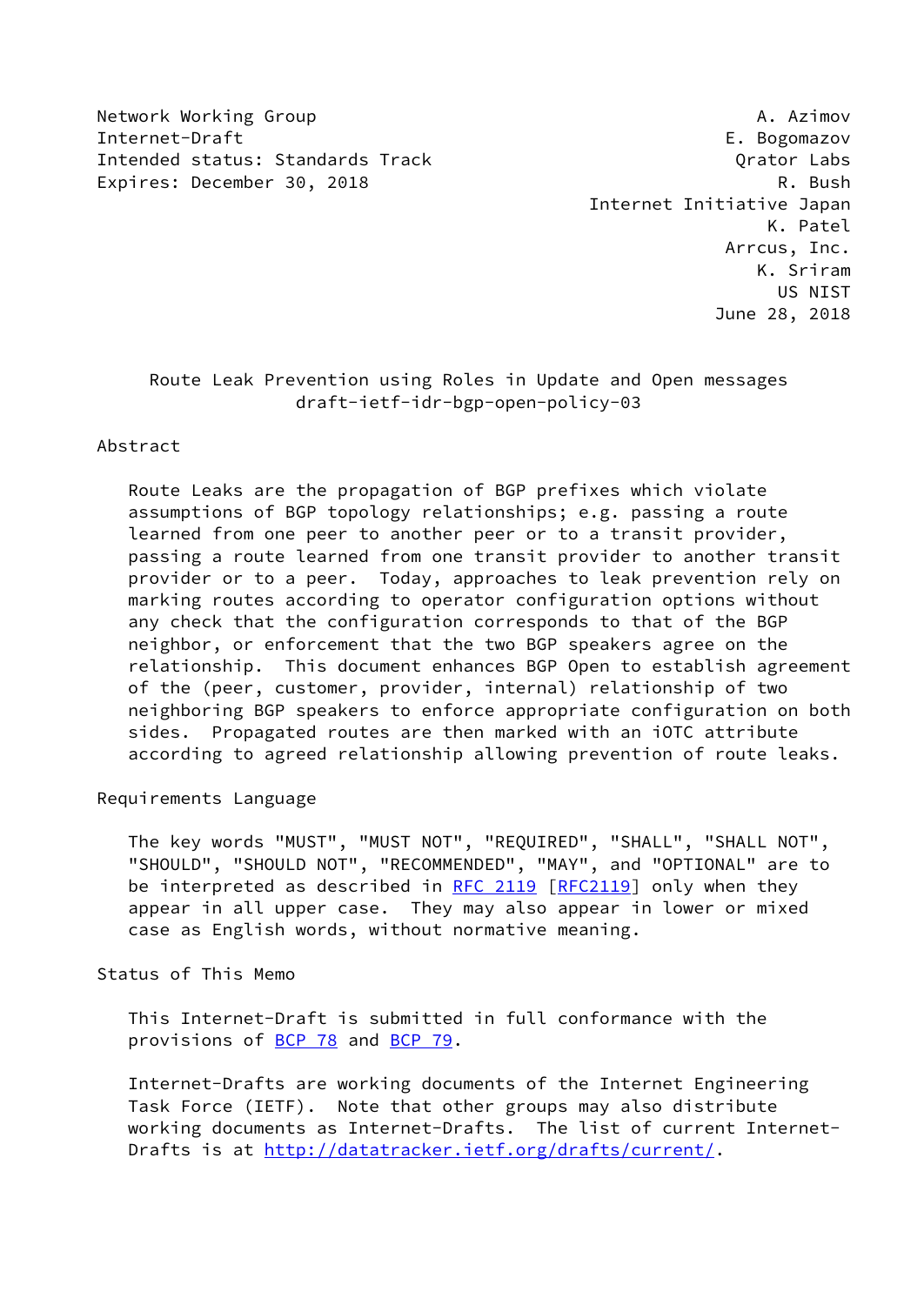Network Working Group  
Internet-Draft  
Intended status: Standards Track  
Expires: December 30, 2018

A. Azimov  
E. Bogomazov  
Qrator Labs  
R. Bush  
Internet Initiative Japan  
K. Patel  
Arrcus, Inc.  
K. Sriram  
US NIST  
June 28, 2018

# Route Leak Prevention using Roles in Update and Open messages
## draft-ietf-idr-bgp-open-policy-03

## Abstract

Route Leaks are the propagation of BGP prefixes which violate assumptions of BGP topology relationships; e.g. passing a route learned from one peer to another peer or to a transit provider, passing a route learned from one transit provider to another transit provider or to a peer. Today, approaches to leak prevention rely on marking routes according to operator configuration options without any check that the configuration corresponds to that of the BGP neighbor, or enforcement that the two BGP speakers agree on the relationship. This document enhances BGP Open to establish agreement of the (peer, customer, provider, internal) relationship of two neighboring BGP speakers to enforce appropriate configuration on both sides. Propagated routes are then marked with an iOTC attribute according to agreed relationship allowing prevention of route leaks.

## Requirements Language

The key words "MUST", "MUST NOT", "REQUIRED", "SHALL", "SHALL NOT", "SHOULD", "SHOULD NOT", "RECOMMENDED", "MAY", and "OPTIONAL" are to be interpreted as described in RFC 2119 [RFC2119] only when they appear in all upper case. They may also appear in lower or mixed case as English words, without normative meaning.

## Status of This Memo

This Internet-Draft is submitted in full conformance with the provisions of BCP 78 and BCP 79.

Internet-Drafts are working documents of the Internet Engineering Task Force (IETF). Note that other groups may also distribute working documents as Internet-Drafts. The list of current Internet-Drafts is at http://datatracker.ietf.org/drafts/current/.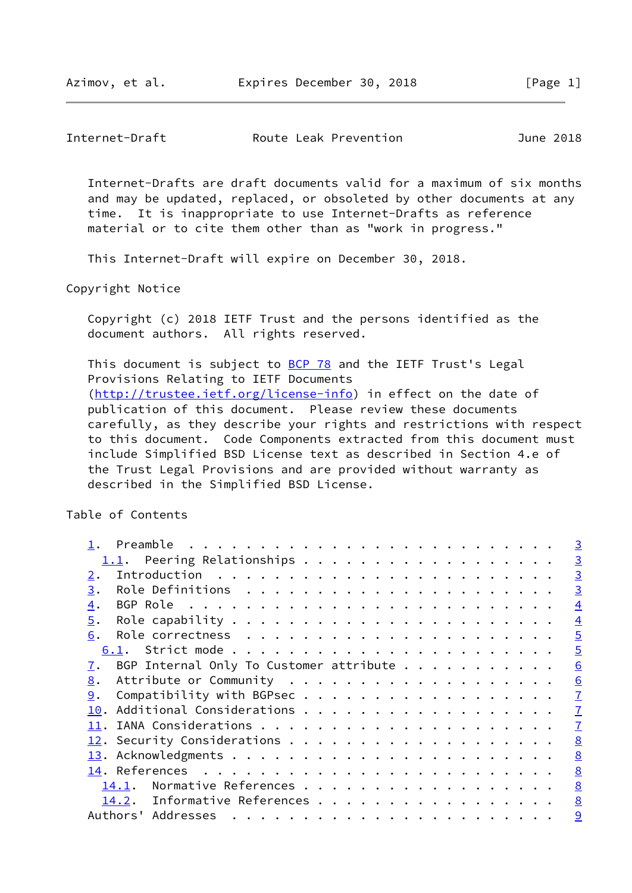Internet-Drafts are draft documents valid for a maximum of six months and may be updated, replaced, or obsoleted by other documents at any time. It is inappropriate to use Internet-Drafts as reference material or to cite them other than as "work in progress."

This Internet-Draft will expire on December 30, 2018.

Copyright Notice

Copyright (c) 2018 IETF Trust and the persons identified as the document authors. All rights reserved.

This document is subject to BCP 78 and the IETF Trust's Legal Provisions Relating to IETF Documents (http://trustee.ietf.org/license-info) in effect on the date of publication of this document. Please review these documents carefully, as they describe your rights and restrictions with respect to this document. Code Components extracted from this document must include Simplified BSD License text as described in Section 4.e of the Trust Legal Provisions and are provided without warranty as described in the Simplified BSD License.

Table of Contents

```
   1.  Preamble . . . . . . . . . . . . . . . . . . . . . . . . . .   3
     1.1.  Peering Relationships . . . . . . . . . . . . . . . . . .   3
   2.  Introduction . . . . . . . . . . . . . . . . . . . . . . . .   3
   3.  Role Definitions . . . . . . . . . . . . . . . . . . . . . .   3
   4.  BGP Role . . . . . . . . . . . . . . . . . . . . . . . . . .   4
   5.  Role capability  . . . . . . . . . . . . . . . . . . . . . .   4
   6.  Role correctness . . . . . . . . . . . . . . . . . . . . . .   5
     6.1.  Strict mode  . . . . . . . . . . . . . . . . . . . . . .   5
   7.  BGP Internal Only To Customer attribute  . . . . . . . . . .   6
   8.  Attribute or Community . . . . . . . . . . . . . . . . . . .   6
   9.  Compatibility with BGPsec  . . . . . . . . . . . . . . . . .   7
   10. Additional Considerations  . . . . . . . . . . . . . . . . .   7
   11. IANA Considerations  . . . . . . . . . . . . . . . . . . . .   7
   12. Security Considerations  . . . . . . . . . . . . . . . . . .   8
   13. Acknowledgments  . . . . . . . . . . . . . . . . . . . . . .   8
   14. References . . . . . . . . . . . . . . . . . . . . . . . .   8
     14.1.  Normative References  . . . . . . . . . . . . . . . . .   8
     14.2.  Informative References  . . . . . . . . . . . . . . . .   8
   Authors' Addresses . . . . . . . . . . . . . . . . . . . . . . .   9
```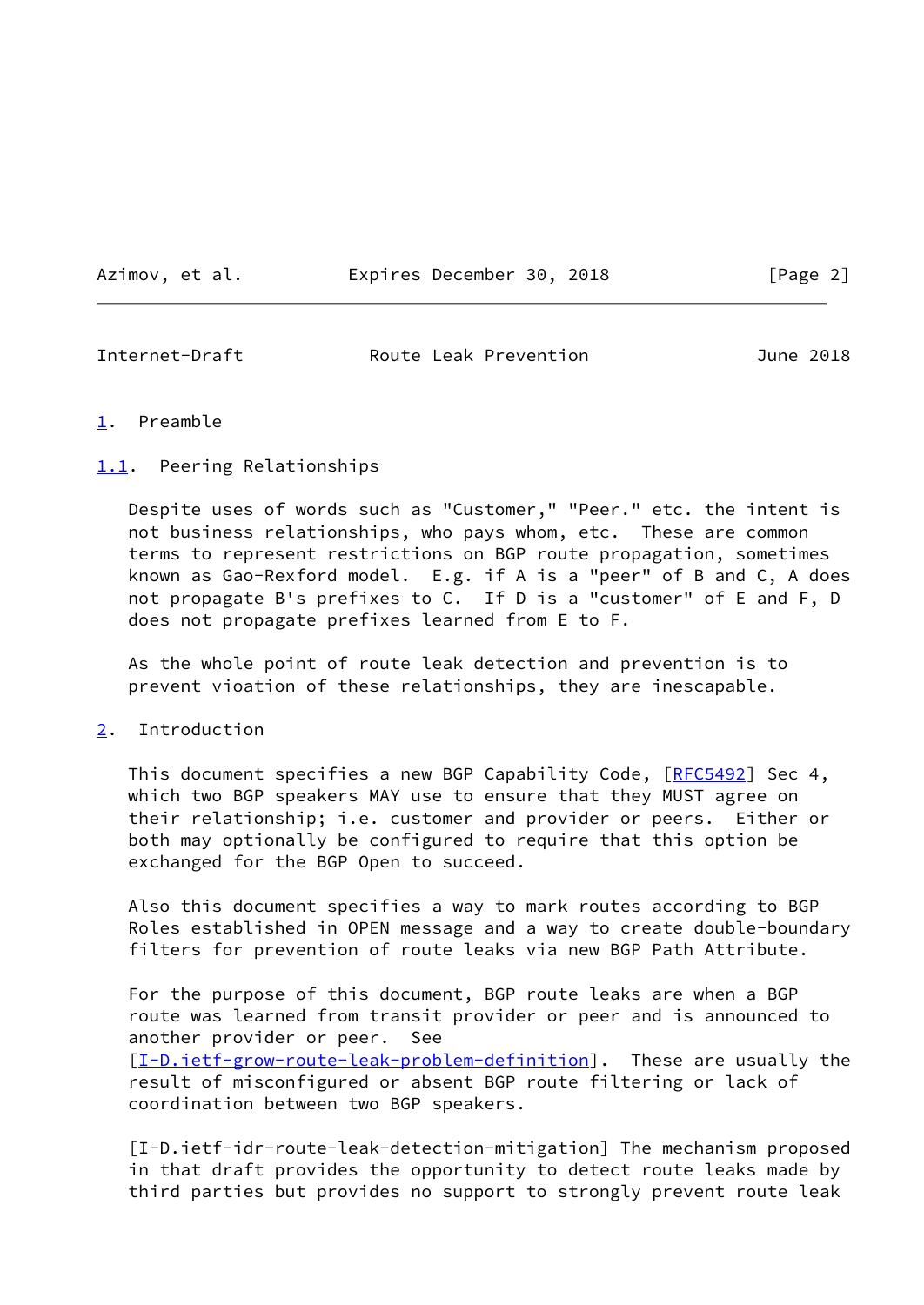## 1. Preamble

### 1.1. Peering Relationships

Despite uses of words such as "Customer," "Peer." etc. the intent is not business relationships, who pays whom, etc. These are common terms to represent restrictions on BGP route propagation, sometimes known as Gao-Rexford model. E.g. if A is a "peer" of B and C, A does not propagate B's prefixes to C. If D is a "customer" of E and F, D does not propagate prefixes learned from E to F.

As the whole point of route leak detection and prevention is to prevent vioation of these relationships, they are inescapable.

## 2. Introduction

This document specifies a new BGP Capability Code, [RFC5492] Sec 4, which two BGP speakers MAY use to ensure that they MUST agree on their relationship; i.e. customer and provider or peers. Either or both may optionally be configured to require that this option be exchanged for the BGP Open to succeed.

Also this document specifies a way to mark routes according to BGP Roles established in OPEN message and a way to create double-boundary filters for prevention of route leaks via new BGP Path Attribute.

For the purpose of this document, BGP route leaks are when a BGP route was learned from transit provider or peer and is announced to another provider or peer. See [I-D.ietf-grow-route-leak-problem-definition]. These are usually the result of misconfigured or absent BGP route filtering or lack of coordination between two BGP speakers.

[I-D.ietf-idr-route-leak-detection-mitigation] The mechanism proposed in that draft provides the opportunity to detect route leaks made by third parties but provides no support to strongly prevent route leak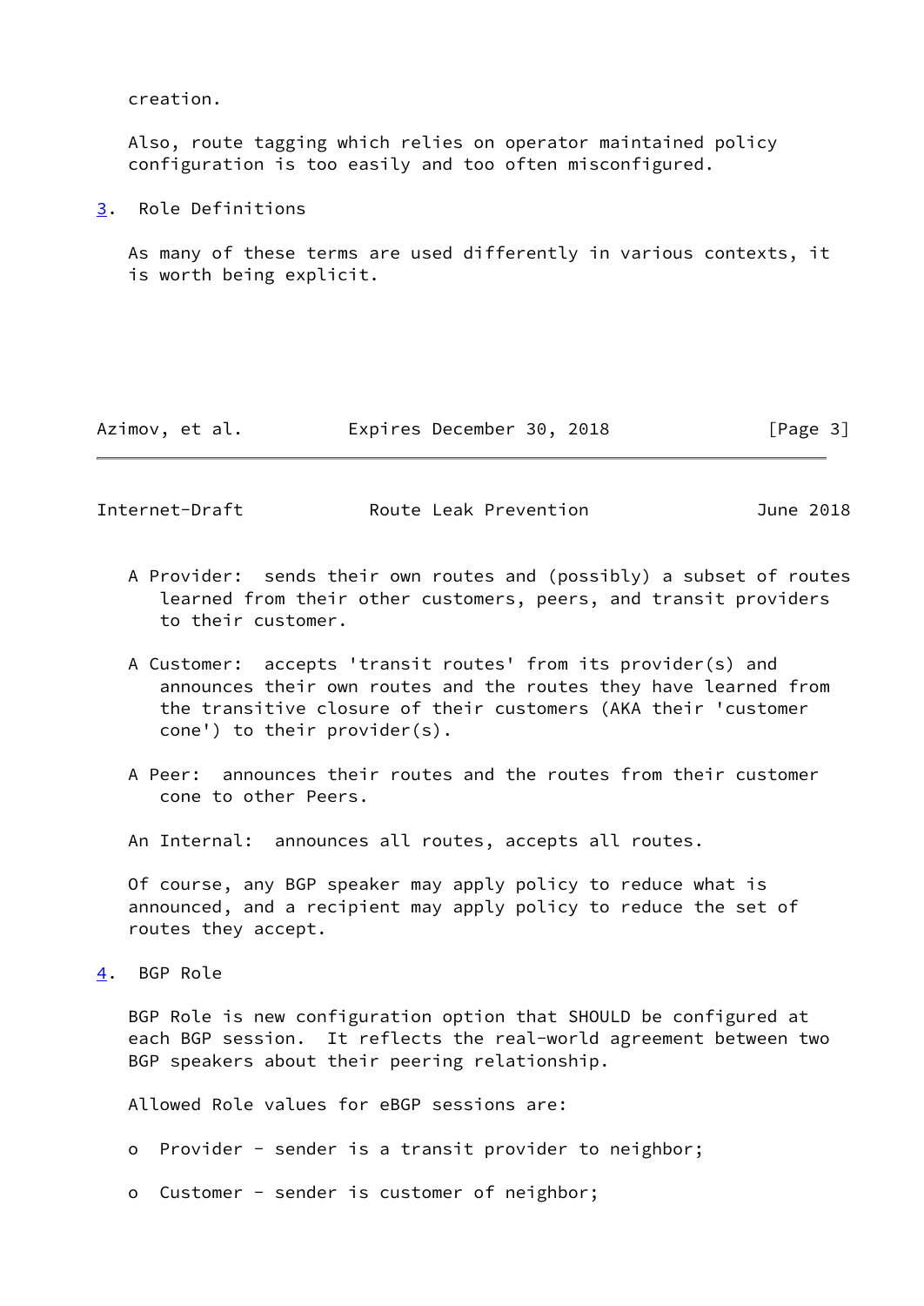creation.

Also, route tagging which relies on operator maintained policy configuration is too easily and too often misconfigured.

## 3. Role Definitions

As many of these terms are used differently in various contexts, it is worth being explicit.

A Provider: sends their own routes and (possibly) a subset of routes learned from their other customers, peers, and transit providers to their customer.

A Customer: accepts 'transit routes' from its provider(s) and announces their own routes and the routes they have learned from the transitive closure of their customers (AKA their 'customer cone') to their provider(s).

A Peer: announces their routes and the routes from their customer cone to other Peers.

An Internal: announces all routes, accepts all routes.

Of course, any BGP speaker may apply policy to reduce what is announced, and a recipient may apply policy to reduce the set of routes they accept.

## 4. BGP Role

BGP Role is new configuration option that SHOULD be configured at each BGP session. It reflects the real-world agreement between two BGP speakers about their peering relationship.

Allowed Role values for eBGP sessions are:

- Provider - sender is a transit provider to neighbor;
- Customer - sender is customer of neighbor;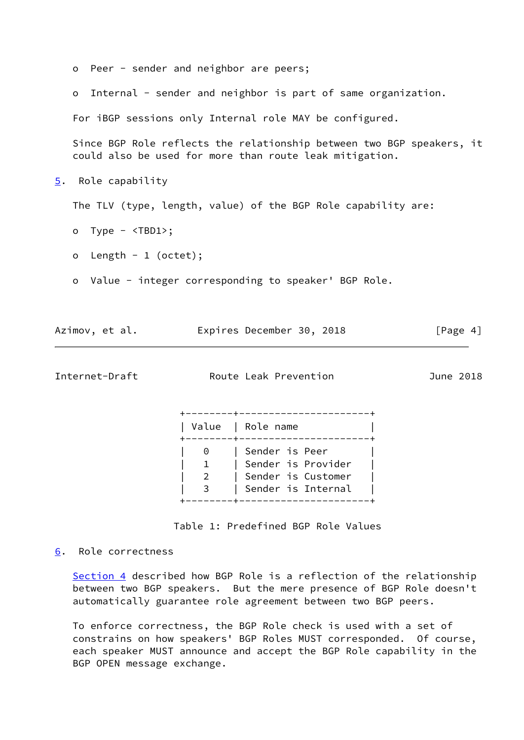- Peer - sender and neighbor are peers;
- Internal - sender and neighbor is part of same organization.

For iBGP sessions only Internal role MAY be configured.

Since BGP Role reflects the relationship between two BGP speakers, it could also be used for more than route leak mitigation.

## 5. Role capability

The TLV (type, length, value) of the BGP Role capability are:

- Type - <TBD1>;
- Length - 1 (octet);
- Value - integer corresponding to speaker' BGP Role.

| Value | Role name |
|---|---|
| 0 | Sender is Peer |
| 1 | Sender is Provider |
| 2 | Sender is Customer |
| 3 | Sender is Internal |

Table 1: Predefined BGP Role Values

## 6. Role correctness

Section 4 described how BGP Role is a reflection of the relationship between two BGP speakers. But the mere presence of BGP Role doesn't automatically guarantee role agreement between two BGP peers.

To enforce correctness, the BGP Role check is used with a set of constrains on how speakers' BGP Roles MUST corresponded. Of course, each speaker MUST announce and accept the BGP Role capability in the BGP OPEN message exchange.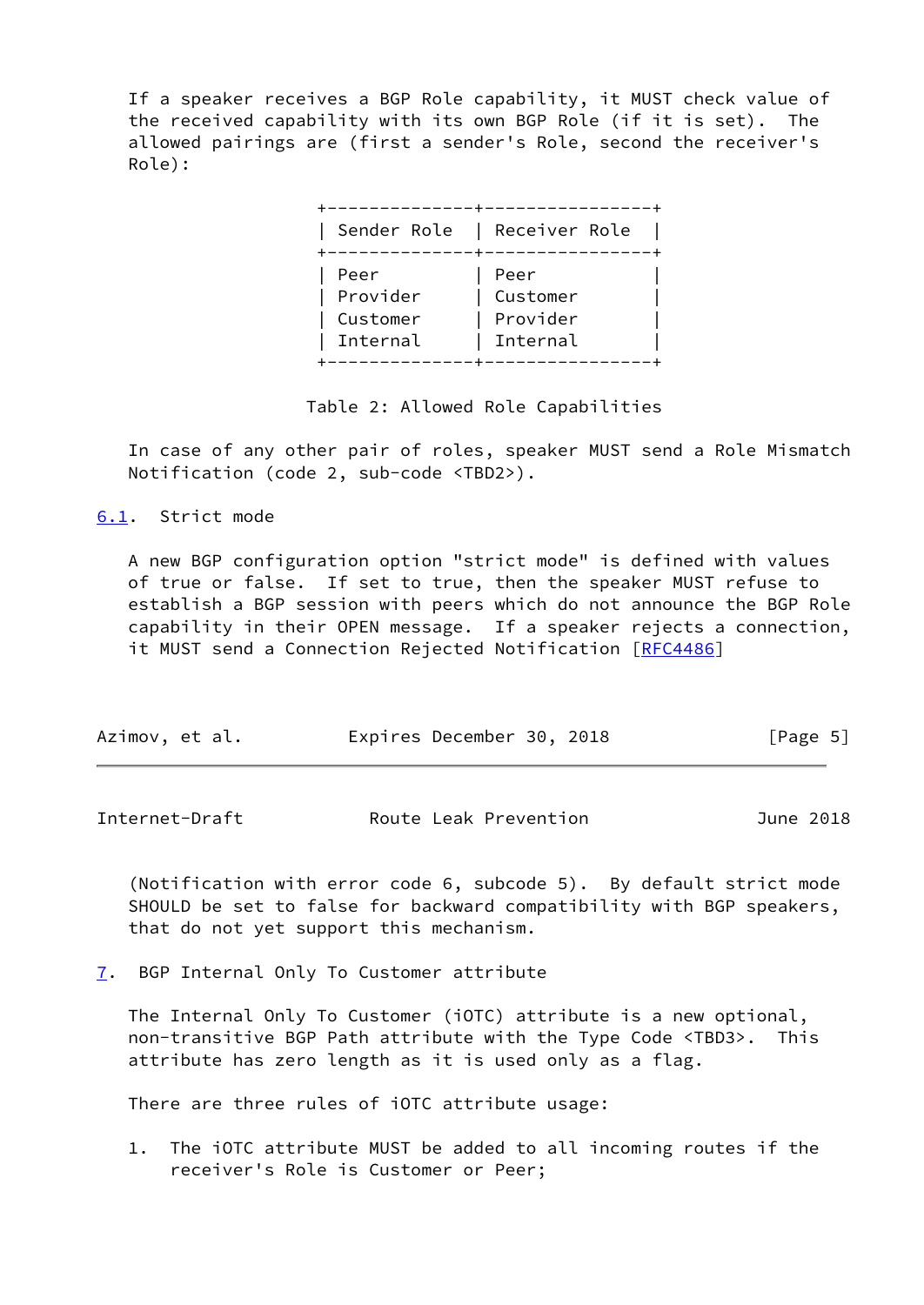If a speaker receives a BGP Role capability, it MUST check value of the received capability with its own BGP Role (if it is set). The allowed pairings are (first a sender's Role, second the receiver's Role):

| Sender Role | Receiver Role |
| --- | --- |
| Peer | Peer |
| Provider | Customer |
| Customer | Provider |
| Internal | Internal |

Table 2: Allowed Role Capabilities

In case of any other pair of roles, speaker MUST send a Role Mismatch Notification (code 2, sub-code <TBD2>).

### 6.1. Strict mode

A new BGP configuration option "strict mode" is defined with values of true or false. If set to true, then the speaker MUST refuse to establish a BGP session with peers which do not announce the BGP Role capability in their OPEN message. If a speaker rejects a connection, it MUST send a Connection Rejected Notification [RFC4486] (Notification with error code 6, subcode 5). By default strict mode SHOULD be set to false for backward compatibility with BGP speakers, that do not yet support this mechanism.

## 7. BGP Internal Only To Customer attribute

The Internal Only To Customer (iOTC) attribute is a new optional, non-transitive BGP Path attribute with the Type Code <TBD3>. This attribute has zero length as it is used only as a flag.

There are three rules of iOTC attribute usage:

1. The iOTC attribute MUST be added to all incoming routes if the receiver's Role is Customer or Peer;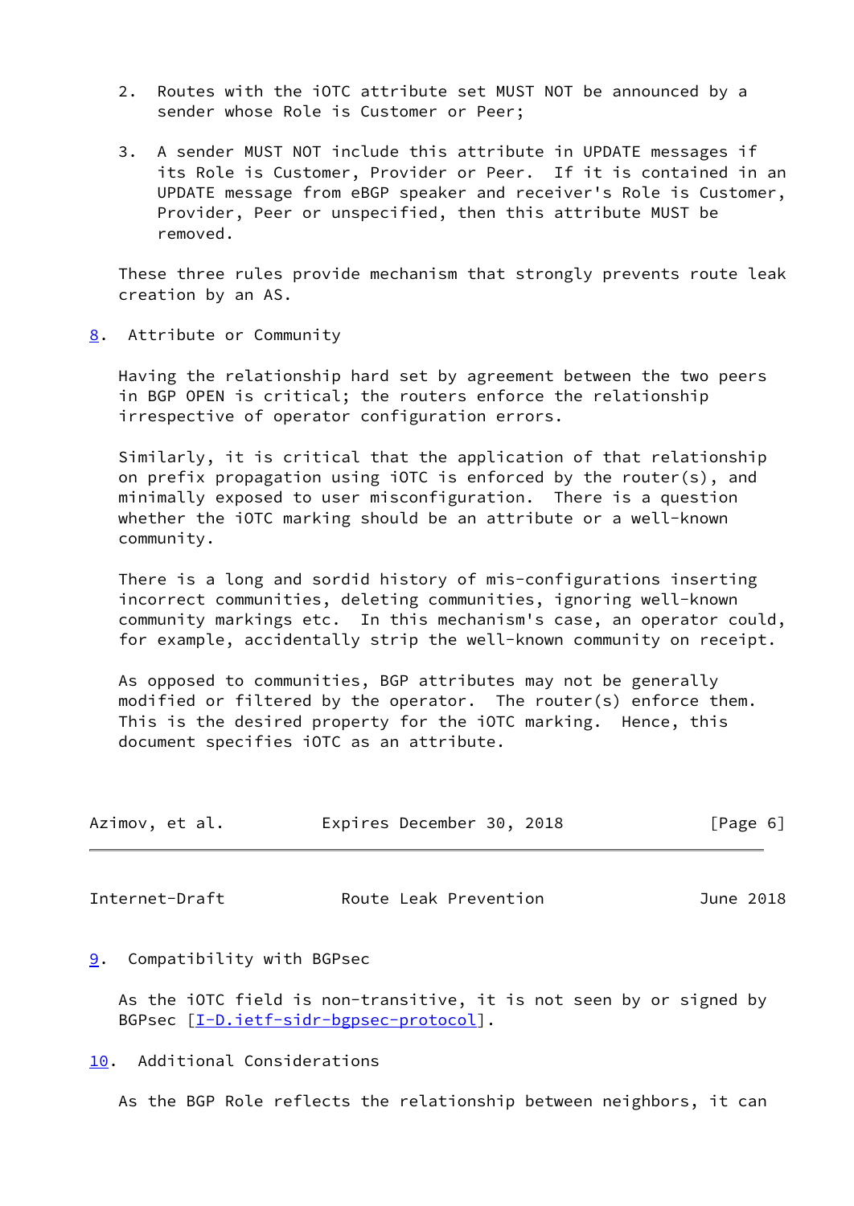2. Routes with the iOTC attribute set MUST NOT be announced by a sender whose Role is Customer or Peer;

3. A sender MUST NOT include this attribute in UPDATE messages if its Role is Customer, Provider or Peer. If it is contained in an UPDATE message from eBGP speaker and receiver's Role is Customer, Provider, Peer or unspecified, then this attribute MUST be removed.

These three rules provide mechanism that strongly prevents route leak creation by an AS.

## 8. Attribute or Community

Having the relationship hard set by agreement between the two peers in BGP OPEN is critical; the routers enforce the relationship irrespective of operator configuration errors.

Similarly, it is critical that the application of that relationship on prefix propagation using iOTC is enforced by the router(s), and minimally exposed to user misconfiguration. There is a question whether the iOTC marking should be an attribute or a well-known community.

There is a long and sordid history of mis-configurations inserting incorrect communities, deleting communities, ignoring well-known community markings etc. In this mechanism's case, an operator could, for example, accidentally strip the well-known community on receipt.

As opposed to communities, BGP attributes may not be generally modified or filtered by the operator. The router(s) enforce them. This is the desired property for the iOTC marking. Hence, this document specifies iOTC as an attribute.

## 9. Compatibility with BGPsec

As the iOTC field is non-transitive, it is not seen by or signed by BGPsec [I-D.ietf-sidr-bgpsec-protocol].

## 10. Additional Considerations

As the BGP Role reflects the relationship between neighbors, it can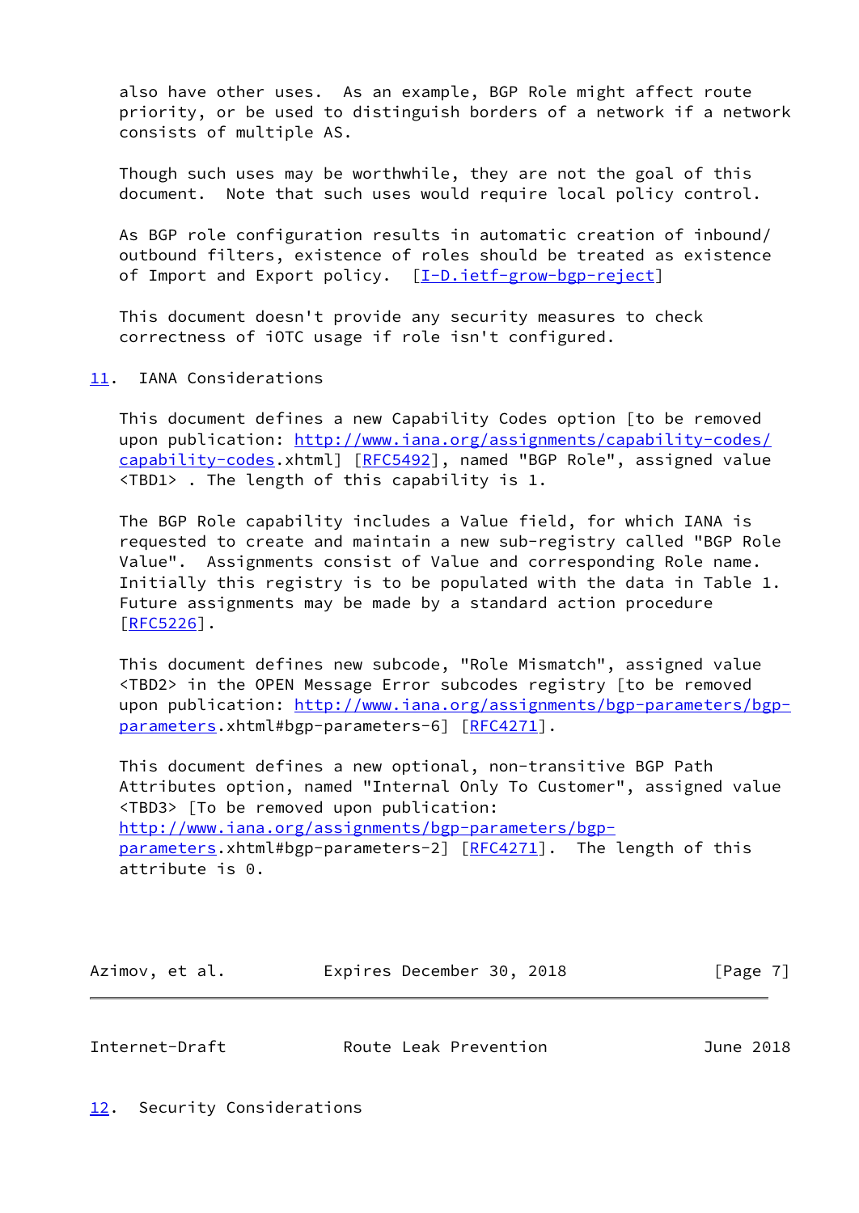also have other uses. As an example, BGP Role might affect route priority, or be used to distinguish borders of a network if a network consists of multiple AS.

Though such uses may be worthwhile, they are not the goal of this document. Note that such uses would require local policy control.

As BGP role configuration results in automatic creation of inbound/outbound filters, existence of roles should be treated as existence of Import and Export policy. [I-D.ietf-grow-bgp-reject]

This document doesn't provide any security measures to check correctness of iOTC usage if role isn't configured.

## 11. IANA Considerations

This document defines a new Capability Codes option [to be removed upon publication: http://www.iana.org/assignments/capability-codes/capability-codes.xhtml] [RFC5492], named "BGP Role", assigned value <TBD1> . The length of this capability is 1.

The BGP Role capability includes a Value field, for which IANA is requested to create and maintain a new sub-registry called "BGP Role Value". Assignments consist of Value and corresponding Role name. Initially this registry is to be populated with the data in Table 1. Future assignments may be made by a standard action procedure [RFC5226].

This document defines new subcode, "Role Mismatch", assigned value <TBD2> in the OPEN Message Error subcodes registry [to be removed upon publication: http://www.iana.org/assignments/bgp-parameters/bgp-parameters.xhtml#bgp-parameters-6] [RFC4271].

This document defines a new optional, non-transitive BGP Path Attributes option, named "Internal Only To Customer", assigned value <TBD3> [To be removed upon publication: http://www.iana.org/assignments/bgp-parameters/bgp-parameters.xhtml#bgp-parameters-2] [RFC4271]. The length of this attribute is 0.

## 12. Security Considerations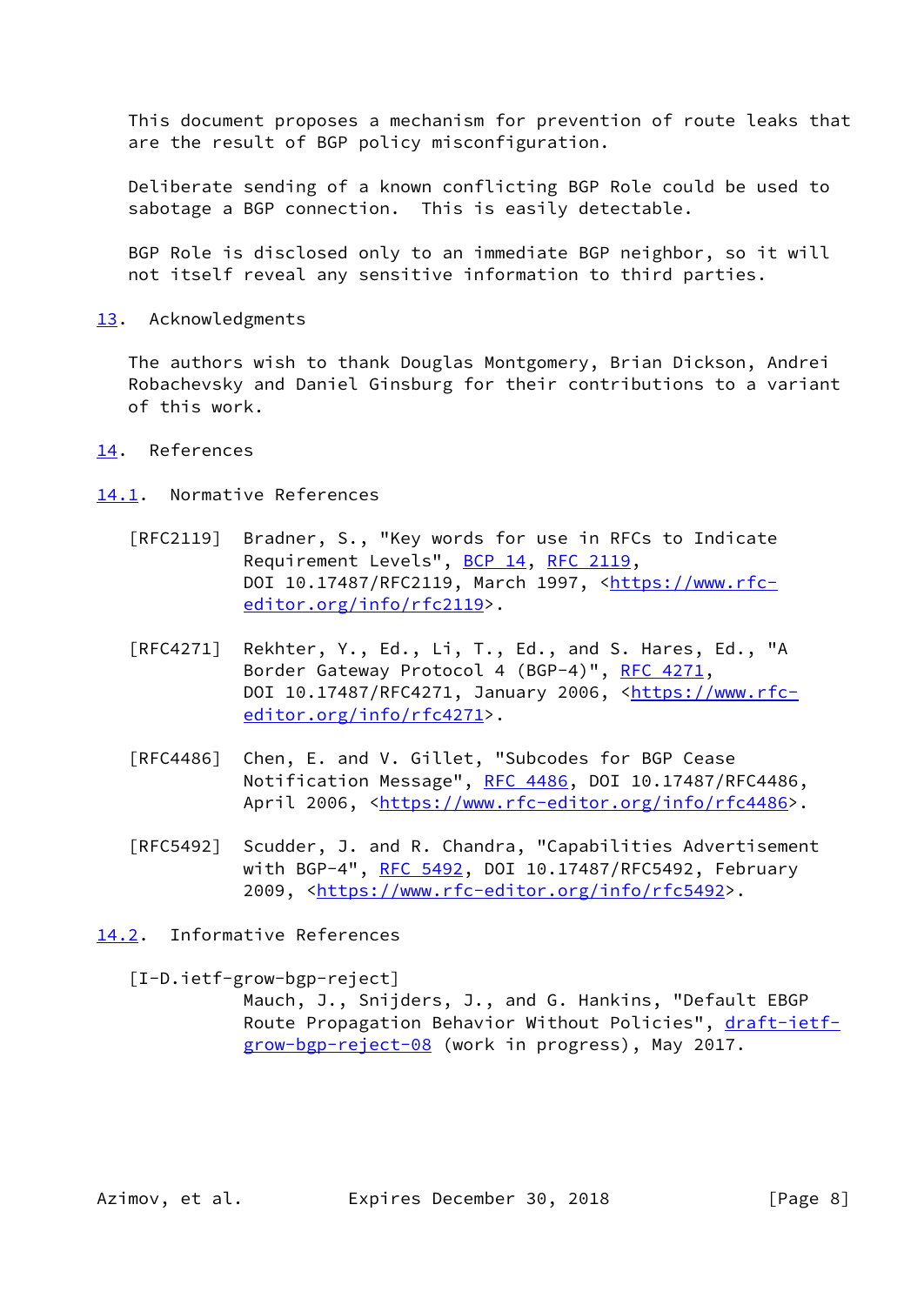This document proposes a mechanism for prevention of route leaks that are the result of BGP policy misconfiguration.

Deliberate sending of a known conflicting BGP Role could be used to sabotage a BGP connection. This is easily detectable.

BGP Role is disclosed only to an immediate BGP neighbor, so it will not itself reveal any sensitive information to third parties.

## 13. Acknowledgments

The authors wish to thank Douglas Montgomery, Brian Dickson, Andrei Robachevsky and Daniel Ginsburg for their contributions to a variant of this work.

## 14. References

### 14.1. Normative References

[RFC2119] Bradner, S., "Key words for use in RFCs to Indicate Requirement Levels", BCP 14, RFC 2119, DOI 10.17487/RFC2119, March 1997, <https://www.rfc-editor.org/info/rfc2119>.

[RFC4271] Rekhter, Y., Ed., Li, T., Ed., and S. Hares, Ed., "A Border Gateway Protocol 4 (BGP-4)", RFC 4271, DOI 10.17487/RFC4271, January 2006, <https://www.rfc-editor.org/info/rfc4271>.

[RFC4486] Chen, E. and V. Gillet, "Subcodes for BGP Cease Notification Message", RFC 4486, DOI 10.17487/RFC4486, April 2006, <https://www.rfc-editor.org/info/rfc4486>.

[RFC5492] Scudder, J. and R. Chandra, "Capabilities Advertisement with BGP-4", RFC 5492, DOI 10.17487/RFC5492, February 2009, <https://www.rfc-editor.org/info/rfc5492>.

### 14.2. Informative References

[I-D.ietf-grow-bgp-reject] Mauch, J., Snijders, J., and G. Hankins, "Default EBGP Route Propagation Behavior Without Policies", draft-ietf-grow-bgp-reject-08 (work in progress), May 2017.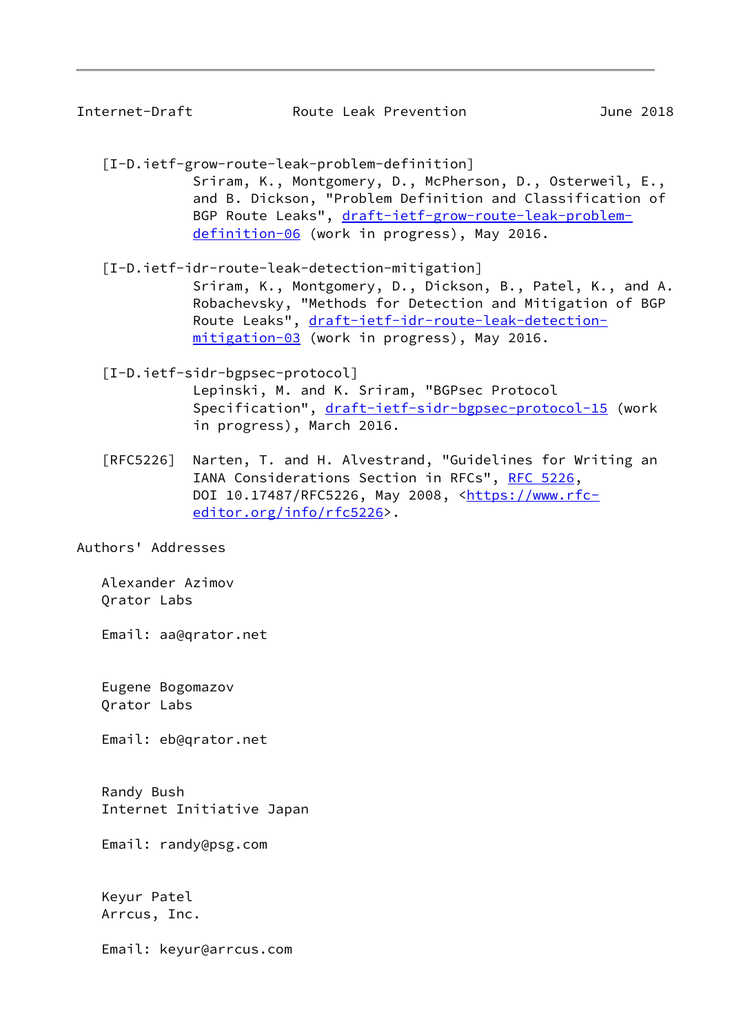[I-D.ietf-grow-route-leak-problem-definition]
Sriram, K., Montgomery, D., McPherson, D., Osterweil, E., and B. Dickson, "Problem Definition and Classification of BGP Route Leaks", draft-ietf-grow-route-leak-problem-definition-06 (work in progress), May 2016.

[I-D.ietf-idr-route-leak-detection-mitigation]
Sriram, K., Montgomery, D., Dickson, B., Patel, K., and A. Robachevsky, "Methods for Detection and Mitigation of BGP Route Leaks", draft-ietf-idr-route-leak-detection-mitigation-03 (work in progress), May 2016.

[I-D.ietf-sidr-bgpsec-protocol]
Lepinski, M. and K. Sriram, "BGPsec Protocol Specification", draft-ietf-sidr-bgpsec-protocol-15 (work in progress), March 2016.

[RFC5226] Narten, T. and H. Alvestrand, "Guidelines for Writing an IANA Considerations Section in RFCs", RFC 5226, DOI 10.17487/RFC5226, May 2008, <https://www.rfc-editor.org/info/rfc5226>.

## Authors' Addresses

Alexander Azimov
Qrator Labs

Email: aa@qrator.net

Eugene Bogomazov
Qrator Labs

Email: eb@qrator.net

Randy Bush
Internet Initiative Japan

Email: randy@psg.com

Keyur Patel
Arrcus, Inc.

Email: keyur@arrcus.com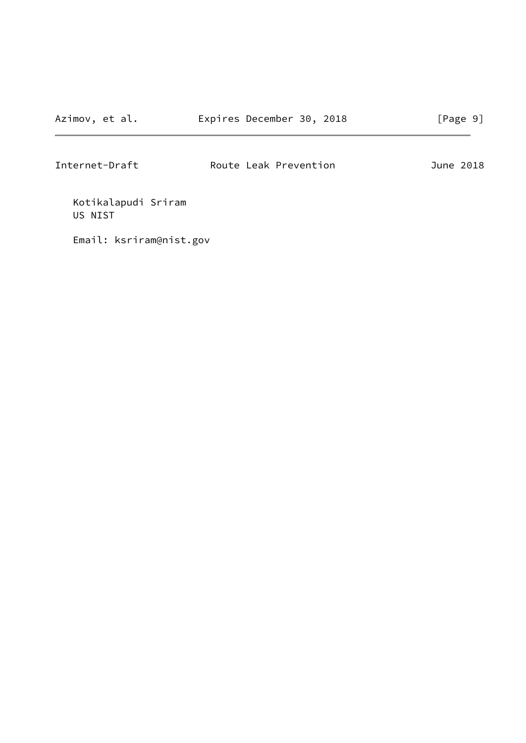Kotikalapudi Sriram
US NIST

Email: ksriram@nist.gov